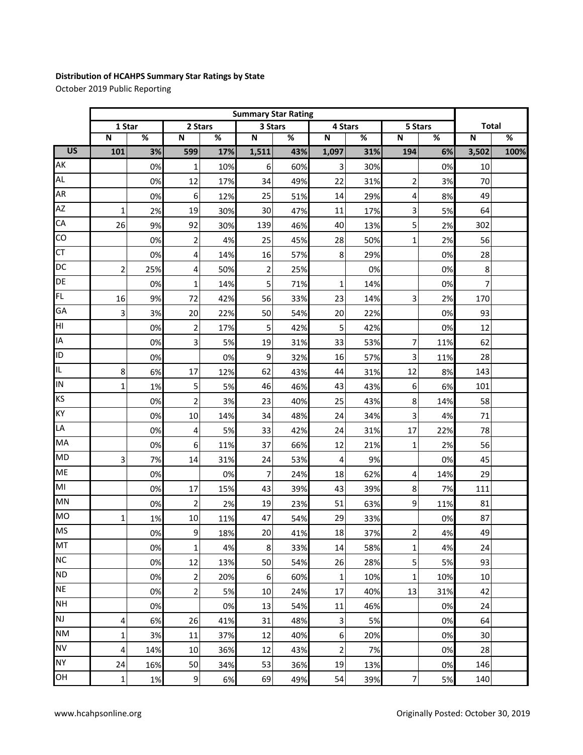**Distribution of HCAHPS Summary Star Ratings by State**

October 2019 Public Reporting

| | Summary Star Rating | | | | | | | | | | | |
|---|---|---|---|---|---|---|---|---|---|---|---|---|
| | 1 Star | | 2 Stars | | 3 Stars | | 4 Stars | | 5 Stars | | Total | |
| | N | % | N | % | N | % | N | % | N | % | N | % |
| **US** | **101** | **3%** | **599** | **17%** | **1,511** | **43%** | **1,097** | **31%** | **194** | **6%** | **3,502** | **100%** |
| AK | | 0% | 1 | 10% | 6 | 60% | 3 | 30% | | 0% | 10 | |
| AL | | 0% | 12 | 17% | 34 | 49% | 22 | 31% | 2 | 3% | 70 | |
| AR | | 0% | 6 | 12% | 25 | 51% | 14 | 29% | 4 | 8% | 49 | |
| AZ | 1 | 2% | 19 | 30% | 30 | 47% | 11 | 17% | 3 | 5% | 64 | |
| CA | 26 | 9% | 92 | 30% | 139 | 46% | 40 | 13% | 5 | 2% | 302 | |
| CO | | 0% | 2 | 4% | 25 | 45% | 28 | 50% | 1 | 2% | 56 | |
| CT | | 0% | 4 | 14% | 16 | 57% | 8 | 29% | | 0% | 28 | |
| DC | 2 | 25% | 4 | 50% | 2 | 25% | | 0% | | 0% | 8 | |
| DE | | 0% | 1 | 14% | 5 | 71% | 1 | 14% | | 0% | 7 | |
| FL | 16 | 9% | 72 | 42% | 56 | 33% | 23 | 14% | 3 | 2% | 170 | |
| GA | 3 | 3% | 20 | 22% | 50 | 54% | 20 | 22% | | 0% | 93 | |
| HI | | 0% | 2 | 17% | 5 | 42% | 5 | 42% | | 0% | 12 | |
| IA | | 0% | 3 | 5% | 19 | 31% | 33 | 53% | 7 | 11% | 62 | |
| ID | | 0% | | 0% | 9 | 32% | 16 | 57% | 3 | 11% | 28 | |
| IL | 8 | 6% | 17 | 12% | 62 | 43% | 44 | 31% | 12 | 8% | 143 | |
| IN | 1 | 1% | 5 | 5% | 46 | 46% | 43 | 43% | 6 | 6% | 101 | |
| KS | | 0% | 2 | 3% | 23 | 40% | 25 | 43% | 8 | 14% | 58 | |
| KY | | 0% | 10 | 14% | 34 | 48% | 24 | 34% | 3 | 4% | 71 | |
| LA | | 0% | 4 | 5% | 33 | 42% | 24 | 31% | 17 | 22% | 78 | |
| MA | | 0% | 6 | 11% | 37 | 66% | 12 | 21% | 1 | 2% | 56 | |
| MD | 3 | 7% | 14 | 31% | 24 | 53% | 4 | 9% | | 0% | 45 | |
| ME | | 0% | | 0% | 7 | 24% | 18 | 62% | 4 | 14% | 29 | |
| MI | | 0% | 17 | 15% | 43 | 39% | 43 | 39% | 8 | 7% | 111 | |
| MN | | 0% | 2 | 2% | 19 | 23% | 51 | 63% | 9 | 11% | 81 | |
| MO | 1 | 1% | 10 | 11% | 47 | 54% | 29 | 33% | | 0% | 87 | |
| MS | | 0% | 9 | 18% | 20 | 41% | 18 | 37% | 2 | 4% | 49 | |
| MT | | 0% | 1 | 4% | 8 | 33% | 14 | 58% | 1 | 4% | 24 | |
| NC | | 0% | 12 | 13% | 50 | 54% | 26 | 28% | 5 | 5% | 93 | |
| ND | | 0% | 2 | 20% | 6 | 60% | 1 | 10% | 1 | 10% | 10 | |
| NE | | 0% | 2 | 5% | 10 | 24% | 17 | 40% | 13 | 31% | 42 | |
| NH | | 0% | | 0% | 13 | 54% | 11 | 46% | | 0% | 24 | |
| NJ | 4 | 6% | 26 | 41% | 31 | 48% | 3 | 5% | | 0% | 64 | |
| NM | 1 | 3% | 11 | 37% | 12 | 40% | 6 | 20% | | 0% | 30 | |
| NV | 4 | 14% | 10 | 36% | 12 | 43% | 2 | 7% | | 0% | 28 | |
| NY | 24 | 16% | 50 | 34% | 53 | 36% | 19 | 13% | | 0% | 146 | |
| OH | 1 | 1% | 9 | 6% | 69 | 49% | 54 | 39% | 7 | 5% | 140 | |

www.hcahpsonline.org

Originally Posted: October 30, 2019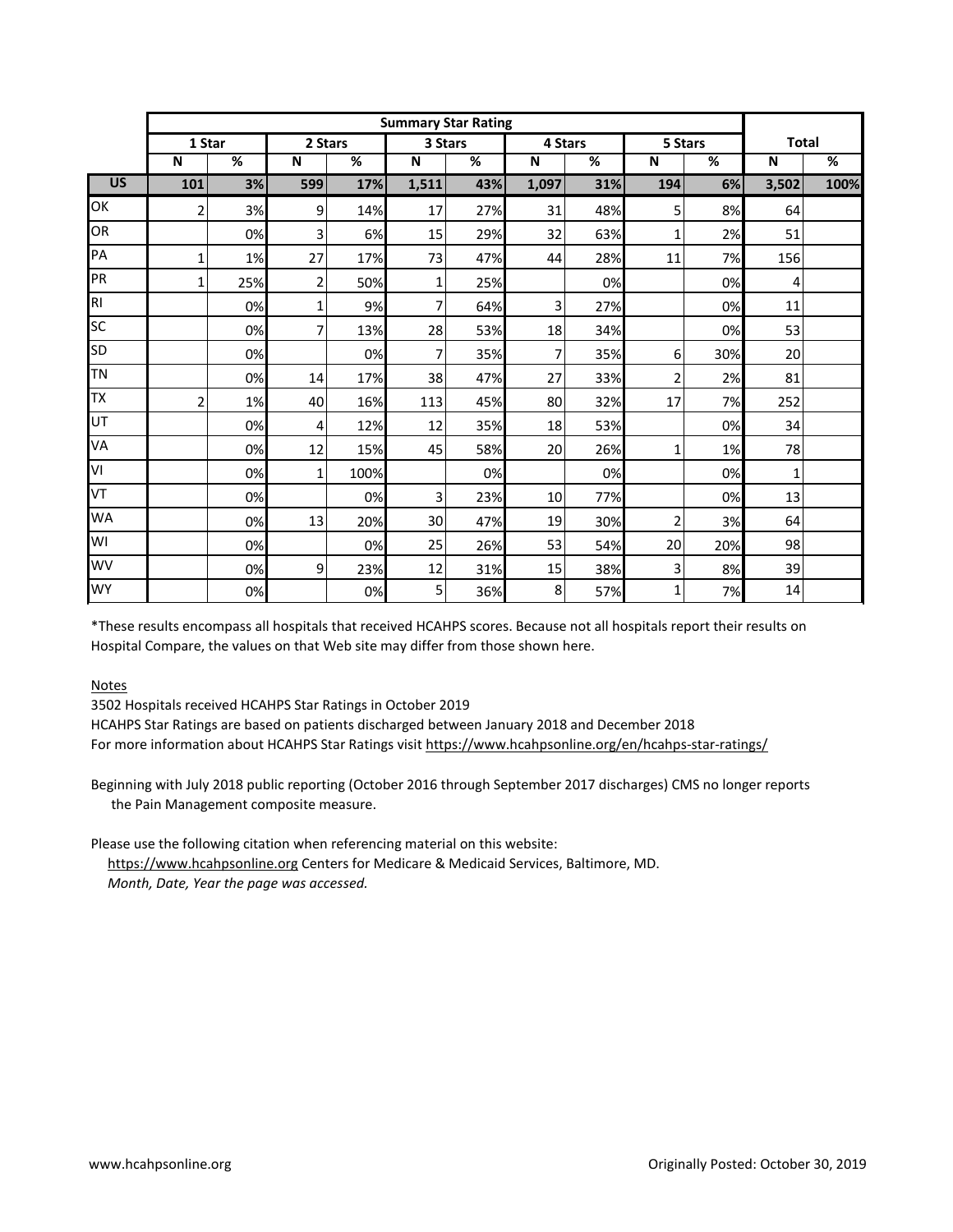| | Summary Star Rating | | | | | | | | | | | |
|---|---|---|---|---|---|---|---|---|---|---|---|---|
| | 1 Star | | 2 Stars | | 3 Stars | | 4 Stars | | 5 Stars | | Total | |
| | N | % | N | % | N | % | N | % | N | % | N | % |
| **US** | **101** | **3%** | **599** | **17%** | **1,511** | **43%** | **1,097** | **31%** | **194** | **6%** | **3,502** | **100%** |
| OK | 2 | 3% | 9 | 14% | 17 | 27% | 31 | 48% | 5 | 8% | 64 | |
| OR | | 0% | 3 | 6% | 15 | 29% | 32 | 63% | 1 | 2% | 51 | |
| PA | 1 | 1% | 27 | 17% | 73 | 47% | 44 | 28% | 11 | 7% | 156 | |
| PR | 1 | 25% | 2 | 50% | 1 | 25% | | 0% | | 0% | 4 | |
| RI | | 0% | 1 | 9% | 7 | 64% | 3 | 27% | | 0% | 11 | |
| SC | | 0% | 7 | 13% | 28 | 53% | 18 | 34% | | 0% | 53 | |
| SD | | 0% | | 0% | 7 | 35% | 7 | 35% | 6 | 30% | 20 | |
| TN | | 0% | 14 | 17% | 38 | 47% | 27 | 33% | 2 | 2% | 81 | |
| TX | 2 | 1% | 40 | 16% | 113 | 45% | 80 | 32% | 17 | 7% | 252 | |
| UT | | 0% | 4 | 12% | 12 | 35% | 18 | 53% | | 0% | 34 | |
| VA | | 0% | 12 | 15% | 45 | 58% | 20 | 26% | 1 | 1% | 78 | |
| VI | | 0% | 1 | 100% | | 0% | | 0% | | 0% | 1 | |
| VT | | 0% | | 0% | 3 | 23% | 10 | 77% | | 0% | 13 | |
| WA | | 0% | 13 | 20% | 30 | 47% | 19 | 30% | 2 | 3% | 64 | |
| WI | | 0% | | 0% | 25 | 26% | 53 | 54% | 20 | 20% | 98 | |
| WV | | 0% | 9 | 23% | 12 | 31% | 15 | 38% | 3 | 8% | 39 | |
| WY | | 0% | | 0% | 5 | 36% | 8 | 57% | 1 | 7% | 14 | |

*These results encompass all hospitals that received HCAHPS scores. Because not all hospitals report their results on Hospital Compare, the values on that Web site may differ from those shown here.

Notes

3502 Hospitals received HCAHPS Star Ratings in October 2019

HCAHPS Star Ratings are based on patients discharged between January 2018 and December 2018

For more information about HCAHPS Star Ratings visit https://www.hcahpsonline.org/en/hcahps-star-ratings/

Beginning with July 2018 public reporting (October 2016 through September 2017 discharges) CMS no longer reports the Pain Management composite measure.

Please use the following citation when referencing material on this website:

https://www.hcahpsonline.org Centers for Medicare & Medicaid Services, Baltimore, MD.
*Month, Date, Year the page was accessed.*

www.hcahpsonline.org

Originally Posted: October 30, 2019